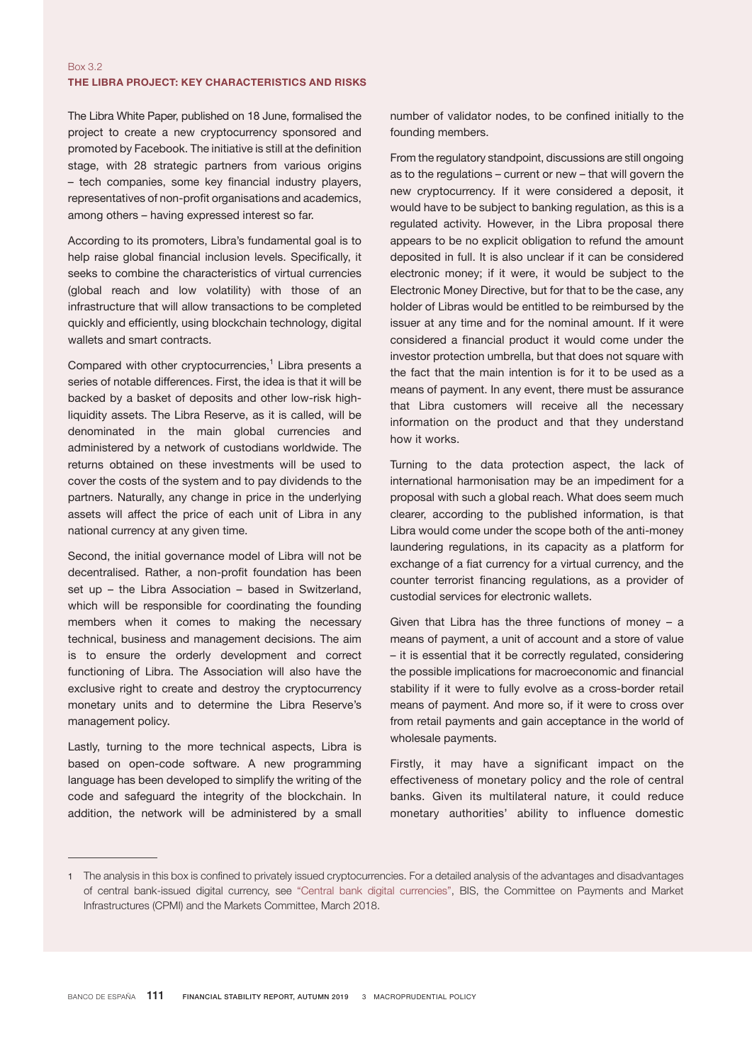Box 3.2

## THE LIBRA PROJECT: KEY CHARACTERISTICS AND RISKS

The Libra White Paper, published on 18 June, formalised the project to create a new cryptocurrency sponsored and promoted by Facebook. The initiative is still at the definition stage, with 28 strategic partners from various origins – tech companies, some key financial industry players, representatives of non-profit organisations and academics, among others – having expressed interest so far.

According to its promoters, Libra's fundamental goal is to help raise global financial inclusion levels. Specifically, it seeks to combine the characteristics of virtual currencies (global reach and low volatility) with those of an infrastructure that will allow transactions to be completed quickly and efficiently, using blockchain technology, digital wallets and smart contracts.

Compared with other cryptocurrencies,[1] Libra presents a series of notable differences. First, the idea is that it will be backed by a basket of deposits and other low-risk high-liquidity assets. The Libra Reserve, as it is called, will be denominated in the main global currencies and administered by a network of custodians worldwide. The returns obtained on these investments will be used to cover the costs of the system and to pay dividends to the partners. Naturally, any change in price in the underlying assets will affect the price of each unit of Libra in any national currency at any given time.

Second, the initial governance model of Libra will not be decentralised. Rather, a non-profit foundation has been set up – the Libra Association – based in Switzerland, which will be responsible for coordinating the founding members when it comes to making the necessary technical, business and management decisions. The aim is to ensure the orderly development and correct functioning of Libra. The Association will also have the exclusive right to create and destroy the cryptocurrency monetary units and to determine the Libra Reserve's management policy.

Lastly, turning to the more technical aspects, Libra is based on open-code software. A new programming language has been developed to simplify the writing of the code and safeguard the integrity of the blockchain. In addition, the network will be administered by a small number of validator nodes, to be confined initially to the founding members.

From the regulatory standpoint, discussions are still ongoing as to the regulations – current or new – that will govern the new cryptocurrency. If it were considered a deposit, it would have to be subject to banking regulation, as this is a regulated activity. However, in the Libra proposal there appears to be no explicit obligation to refund the amount deposited in full. It is also unclear if it can be considered electronic money; if it were, it would be subject to the Electronic Money Directive, but for that to be the case, any holder of Libras would be entitled to be reimbursed by the issuer at any time and for the nominal amount. If it were considered a financial product it would come under the investor protection umbrella, but that does not square with the fact that the main intention is for it to be used as a means of payment. In any event, there must be assurance that Libra customers will receive all the necessary information on the product and that they understand how it works.

Turning to the data protection aspect, the lack of international harmonisation may be an impediment for a proposal with such a global reach. What does seem much clearer, according to the published information, is that Libra would come under the scope both of the anti-money laundering regulations, in its capacity as a platform for exchange of a fiat currency for a virtual currency, and the counter terrorist financing regulations, as a provider of custodial services for electronic wallets.

Given that Libra has the three functions of money – a means of payment, a unit of account and a store of value – it is essential that it be correctly regulated, considering the possible implications for macroeconomic and financial stability if it were to fully evolve as a cross-border retail means of payment. And more so, if it were to cross over from retail payments and gain acceptance in the world of wholesale payments.

Firstly, it may have a significant impact on the effectiveness of monetary policy and the role of central banks. Given its multilateral nature, it could reduce monetary authorities' ability to influence domestic

---

1 The analysis in this box is confined to privately issued cryptocurrencies. For a detailed analysis of the advantages and disadvantages of central bank-issued digital currency, see "Central bank digital currencies", BIS, the Committee on Payments and Market Infrastructures (CPMI) and the Markets Committee, March 2018.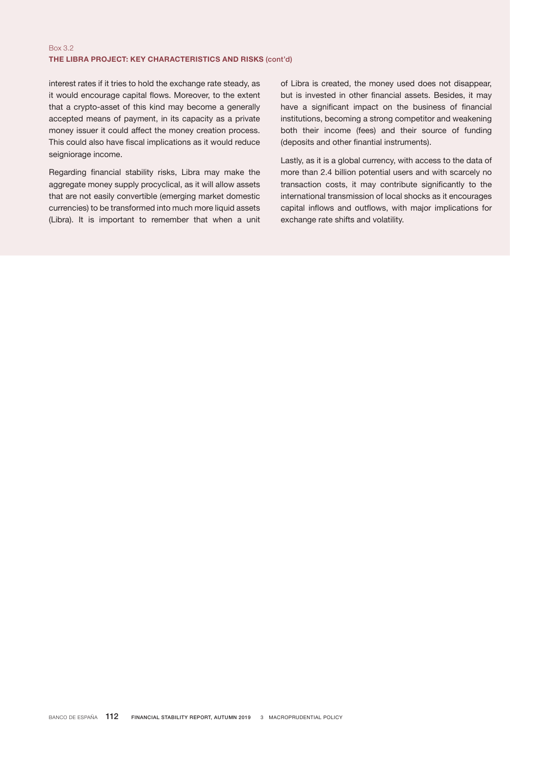Box 3.2

**THE LIBRA PROJECT: KEY CHARACTERISTICS AND RISKS (cont'd)**

interest rates if it tries to hold the exchange rate steady, as it would encourage capital flows. Moreover, to the extent that a crypto-asset of this kind may become a generally accepted means of payment, in its capacity as a private money issuer it could affect the money creation process. This could also have fiscal implications as it would reduce seigniorage income.

Regarding financial stability risks, Libra may make the aggregate money supply procyclical, as it will allow assets that are not easily convertible (emerging market domestic currencies) to be transformed into much more liquid assets (Libra). It is important to remember that when a unit of Libra is created, the money used does not disappear, but is invested in other financial assets. Besides, it may have a significant impact on the business of financial institutions, becoming a strong competitor and weakening both their income (fees) and their source of funding (deposits and other finantial instruments).

Lastly, as it is a global currency, with access to the data of more than 2.4 billion potential users and with scarcely no transaction costs, it may contribute significantly to the international transmission of local shocks as it encourages capital inflows and outflows, with major implications for exchange rate shifts and volatility.